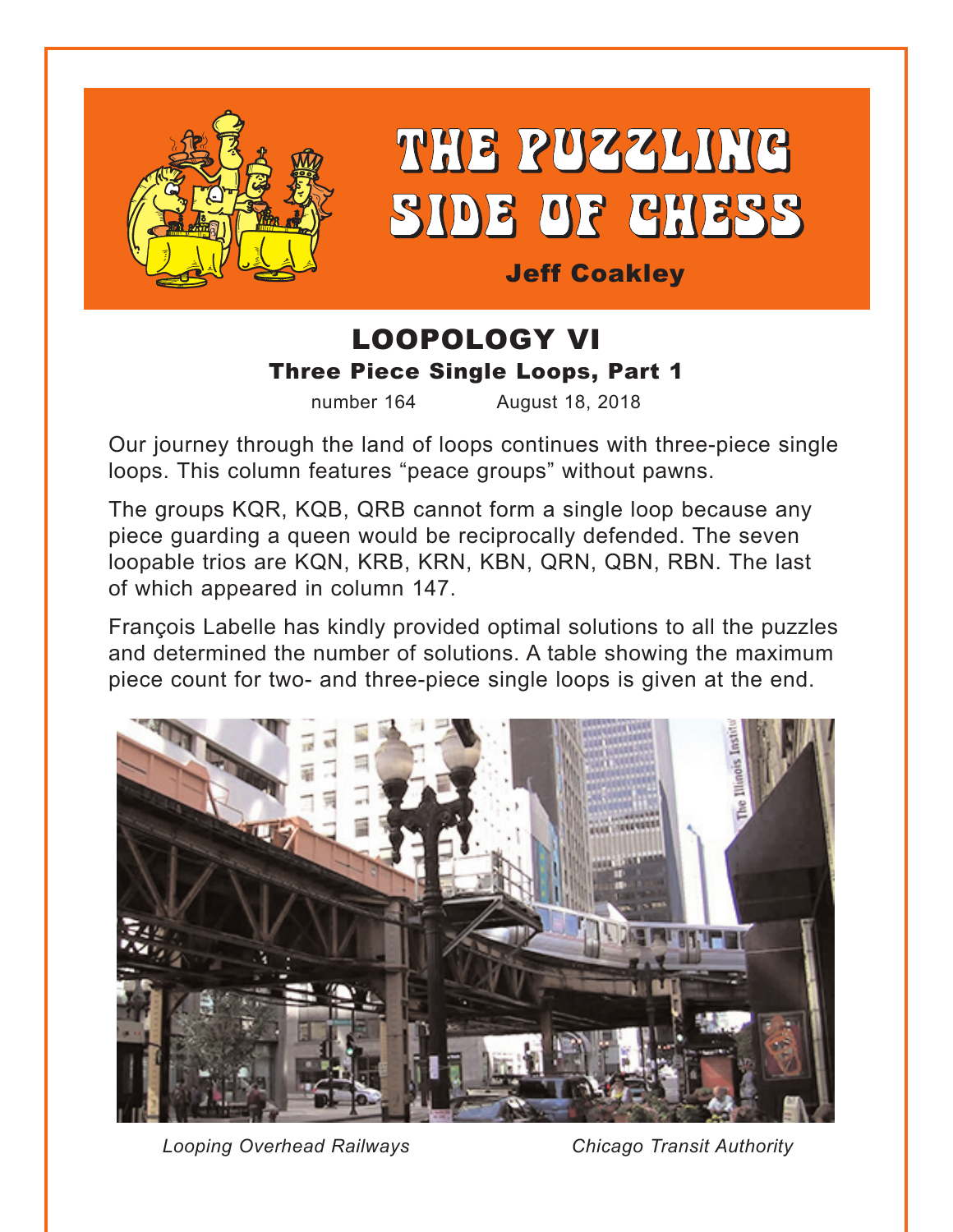# THE PUZZLING SIDE OF CHESS

**Jeff Coakley**

## LOOPOLOGY VI

### Three Piece Single Loops, Part 1

number 164 August 18, 2018

Our journey through the land of loops continues with three-piece single loops. This column features "peace groups" without pawns.

The groups KQR, KQB, QRB cannot form a single loop because any piece guarding a queen would be reciprocally defended. The seven loopable trios are KQN, KRB, KRN, KBN, QRN, QBN, RBN. The last of which appeared in column 147.

François Labelle has kindly provided optimal solutions to all the puzzles and determined the number of solutions. A table showing the maximum piece count for two- and three-piece single loops is given at the end.

*Looping Overhead Railways* *Chicago Transit Authority*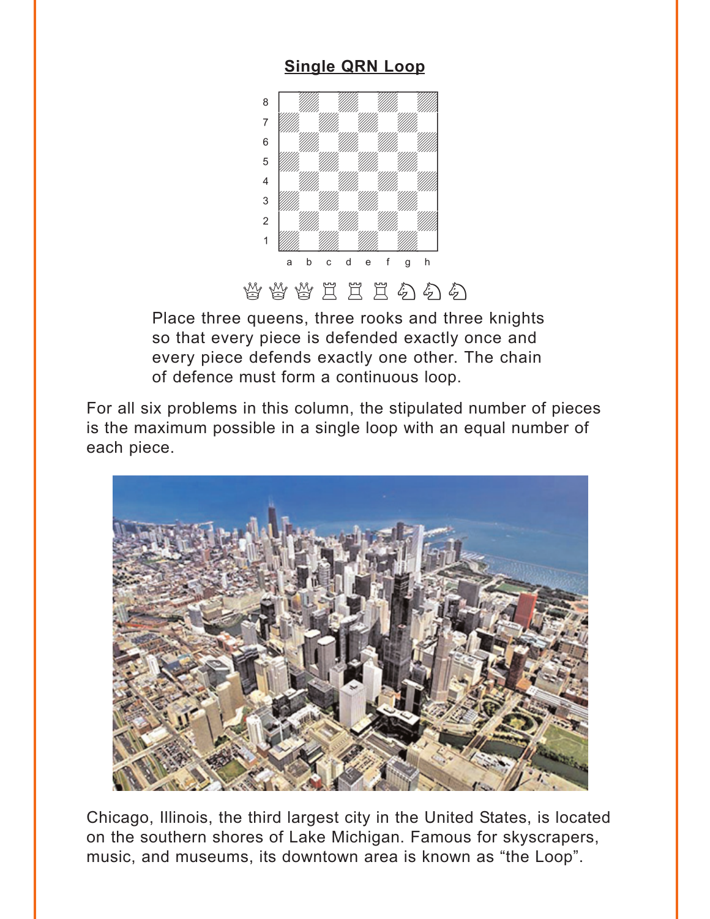## Single QRN Loop

♕ ♕ ♕ ♖ ♖ ♖ ♘ ♘ ♘

Place three queens, three rooks and three knights so that every piece is defended exactly once and every piece defends exactly one other. The chain of defence must form a continuous loop.

For all six problems in this column, the stipulated number of pieces is the maximum possible in a single loop with an equal number of each piece.

Chicago, Illinois, the third largest city in the United States, is located on the southern shores of Lake Michigan. Famous for skyscrapers, music, and museums, its downtown area is known as "the Loop".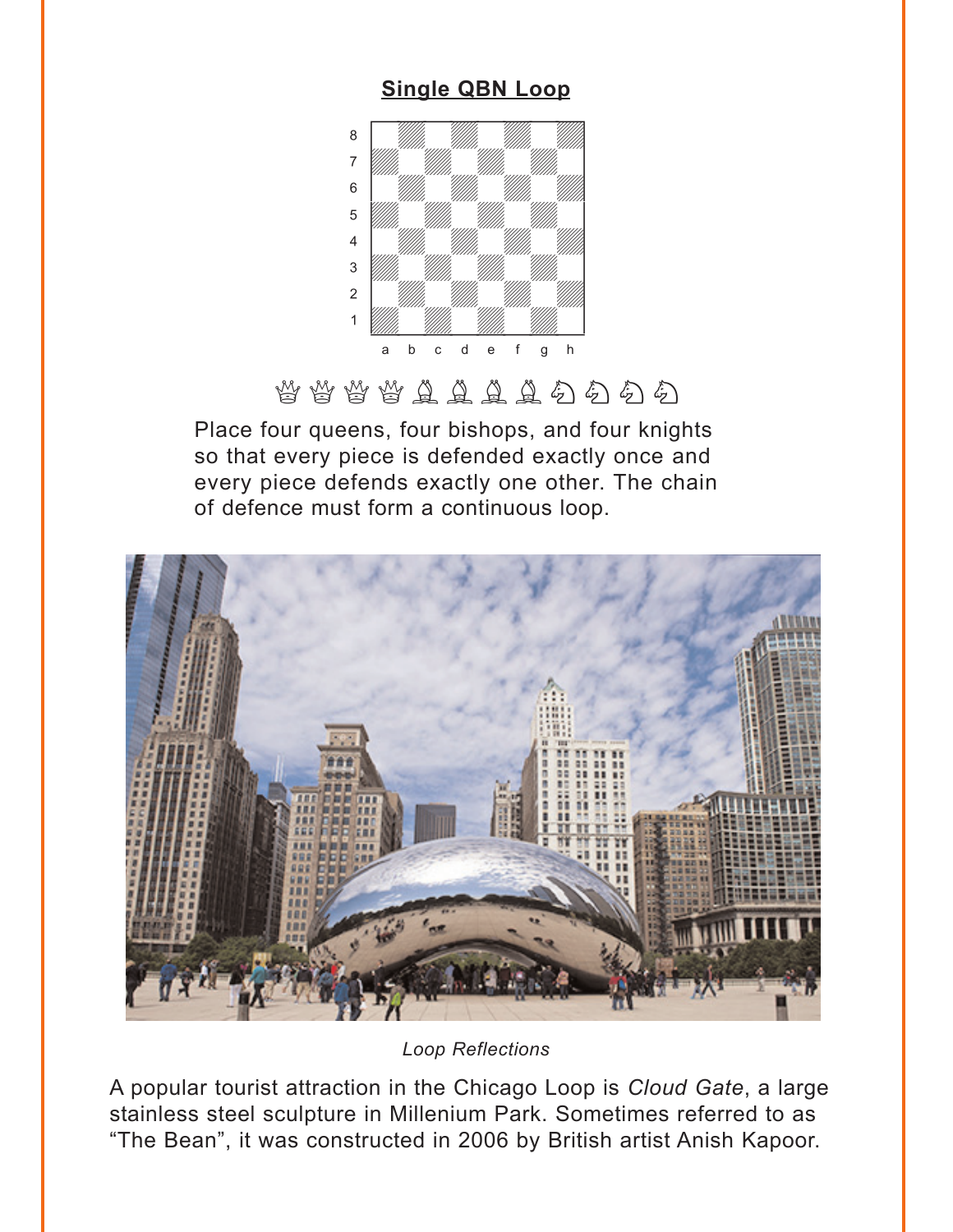## Single QBN Loop

♕ ♕ ♕ ♕ ♗ ♗ ♗ ♗ ♘ ♘ ♘ ♘

Place four queens, four bishops, and four knights so that every piece is defended exactly once and every piece defends exactly one other. The chain of defence must form a continuous loop.

*Loop Reflections*

A popular tourist attraction in the Chicago Loop is *Cloud Gate*, a large stainless steel sculpture in Millenium Park. Sometimes referred to as "The Bean", it was constructed in 2006 by British artist Anish Kapoor.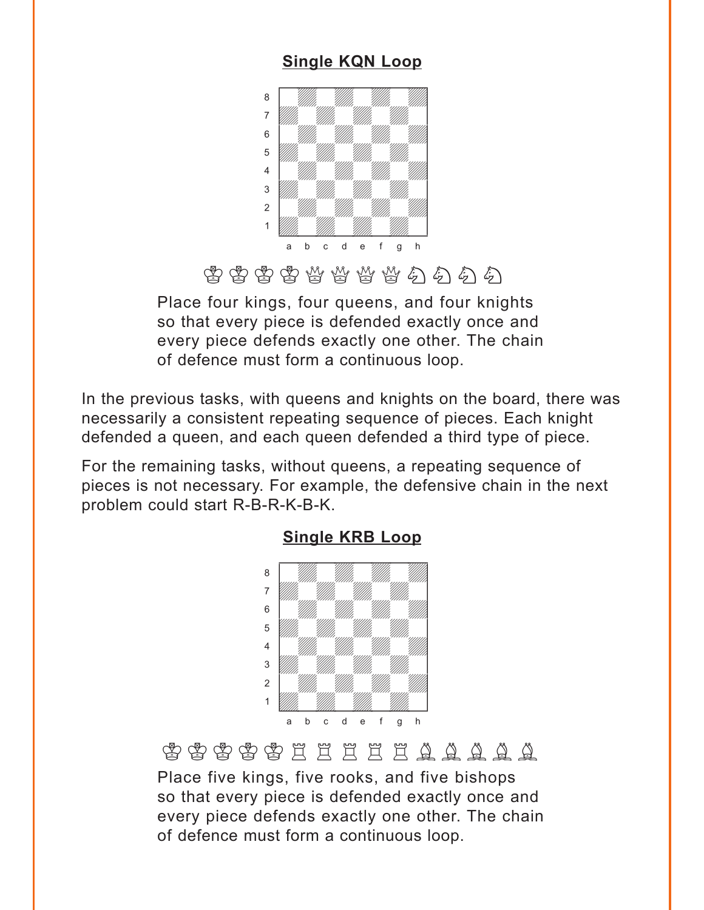## Single KQN Loop

♔♔♔♔♕♕♕♕♘♘♘♘

Place four kings, four queens, and four knights so that every piece is defended exactly once and every piece defends exactly one other. The chain of defence must form a continuous loop.

In the previous tasks, with queens and knights on the board, there was necessarily a consistent repeating sequence of pieces. Each knight defended a queen, and each queen defended a third type of piece.

For the remaining tasks, without queens, a repeating sequence of pieces is not necessary. For example, the defensive chain in the next problem could start R-B-R-K-B-K.

## Single KRB Loop

♔♔♔♔♔♖♖♖♖♖♗♗♗♗♗

Place five kings, five rooks, and five bishops so that every piece is defended exactly once and every piece defends exactly one other. The chain of defence must form a continuous loop.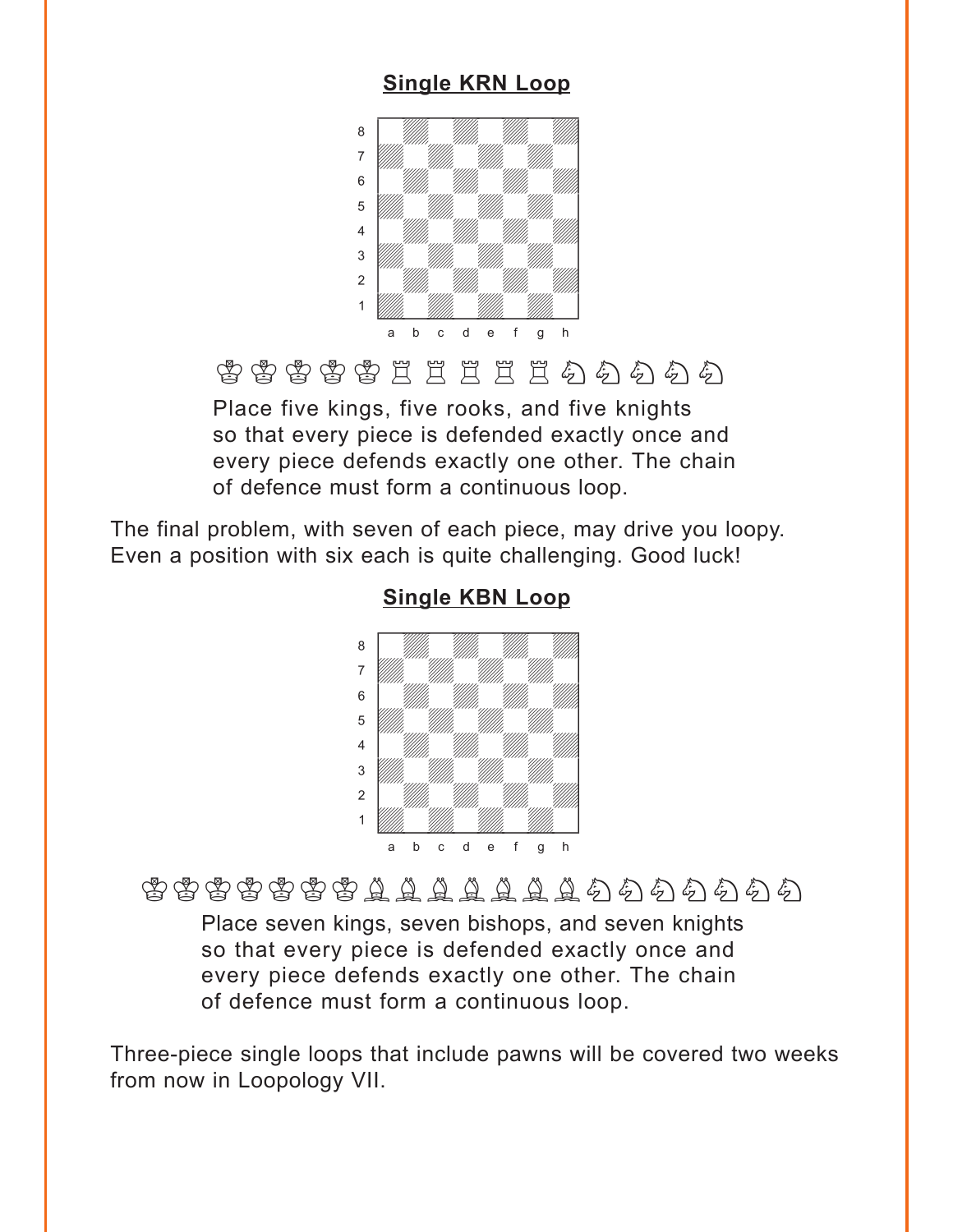**Single KRN Loop**

♔♔♔♔♔♖♖♖♖♖♘♘♘♘♘

Place five kings, five rooks, and five knights so that every piece is defended exactly once and every piece defends exactly one other. The chain of defence must form a continuous loop.

The final problem, with seven of each piece, may drive you loopy. Even a position with six each is quite challenging. Good luck!

**Single KBN Loop**

♔♔♔♔♔♔♔♗♗♗♗♗♗♗♘♘♘♘♘♘♘

Place seven kings, seven bishops, and seven knights so that every piece is defended exactly once and every piece defends exactly one other. The chain of defence must form a continuous loop.

Three-piece single loops that include pawns will be covered two weeks from now in Loopology VII.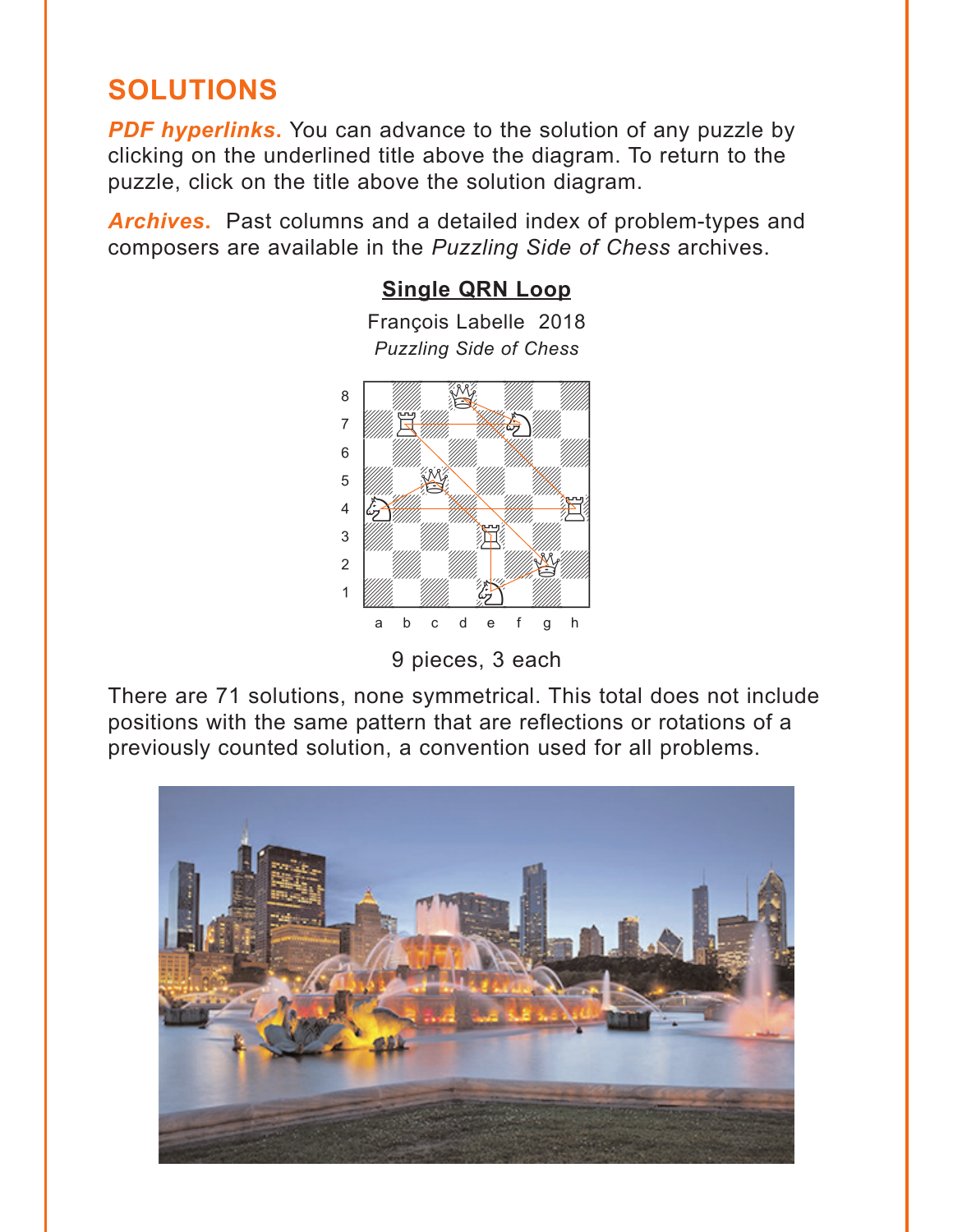## SOLUTIONS

***PDF hyperlinks***. You can advance to the solution of any puzzle by clicking on the underlined title above the diagram. To return to the puzzle, click on the title above the solution diagram.

***Archives***. Past columns and a detailed index of problem-types and composers are available in the *Puzzling Side of Chess* archives.

### Single QRN Loop

François Labelle 2018
*Puzzling Side of Chess*

9 pieces, 3 each

There are 71 solutions, none symmetrical. This total does not include positions with the same pattern that are reflections or rotations of a previously counted solution, a convention used for all problems.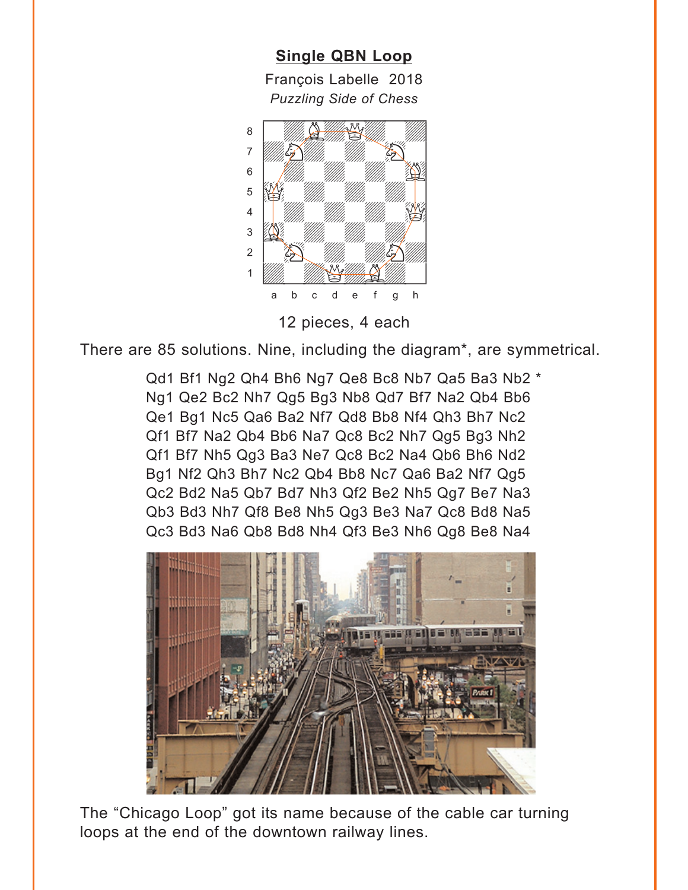## Single QBN Loop

François Labelle 2018

*Puzzling Side of Chess*

12 pieces, 4 each

There are 85 solutions. Nine, including the diagram*, are symmetrical.

Qd1 Bf1 Ng2 Qh4 Bh6 Ng7 Qe8 Bc8 Nb7 Qa5 Ba3 Nb2 *
Ng1 Qe2 Bc2 Nh7 Qg5 Bg3 Nb8 Qd7 Bf7 Na2 Qb4 Bb6
Qe1 Bg1 Nc5 Qa6 Ba2 Nf7 Qd8 Bb8 Nf4 Qh3 Bh7 Nc2
Qf1 Bf7 Na2 Qb4 Bb6 Na7 Qc8 Bc2 Nh7 Qg5 Bg3 Nh2
Qf1 Bf7 Nh5 Qg3 Ba3 Ne7 Qc8 Bc2 Na4 Qb6 Bh6 Nd2
Bg1 Nf2 Qh3 Bh7 Nc2 Qb4 Bb8 Nc7 Qa6 Ba2 Nf7 Qg5
Qc2 Bd2 Na5 Qb7 Bd7 Nh3 Qf2 Be2 Nh5 Qg7 Be7 Na3
Qb3 Bd3 Nh7 Qf8 Be8 Nh5 Qg3 Be3 Na7 Qc8 Bd8 Na5
Qc3 Bd3 Na6 Qb8 Bd8 Nh4 Qf3 Be3 Nh6 Qg8 Be8 Na4

The "Chicago Loop" got its name because of the cable car turning loops at the end of the downtown railway lines.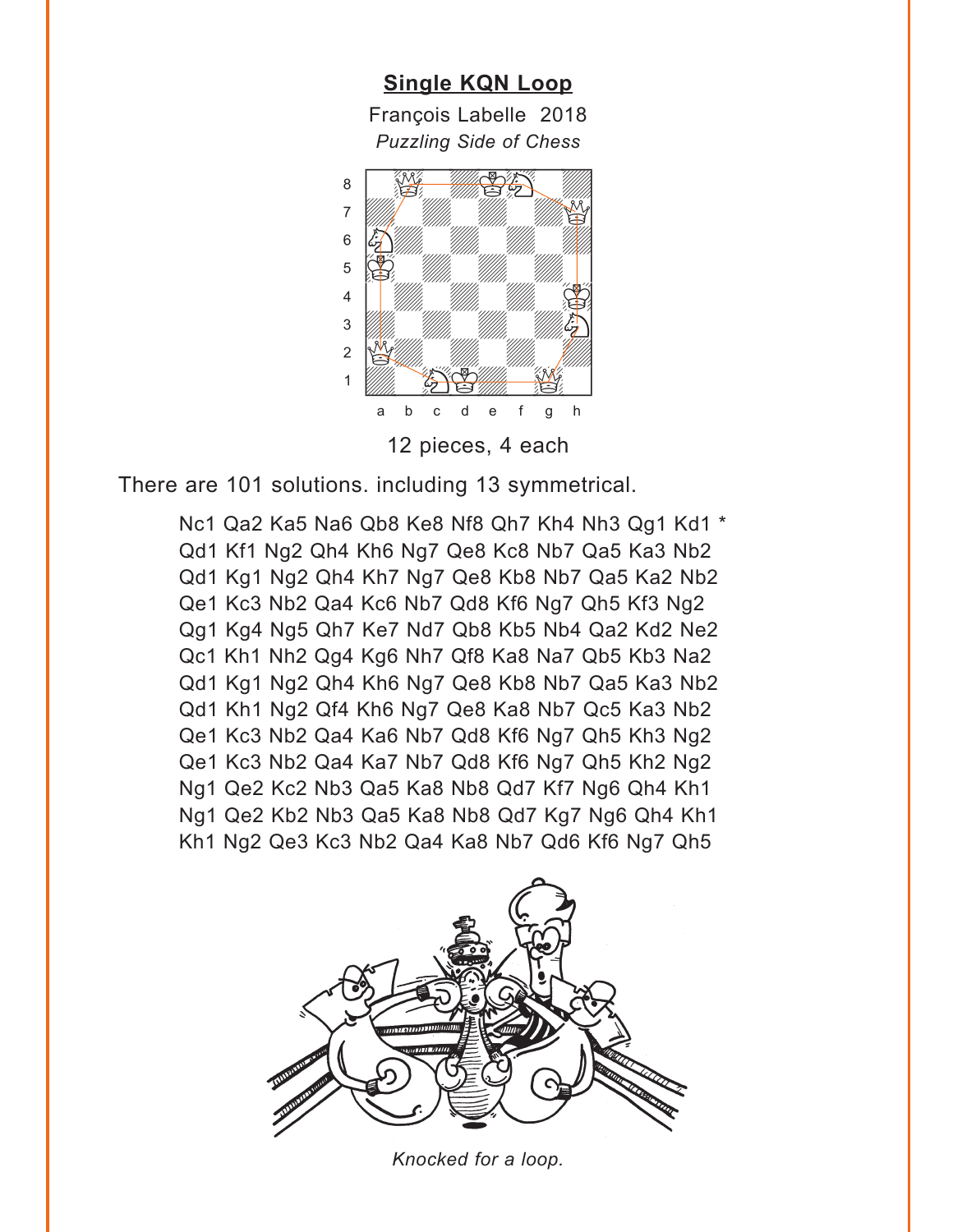## Single KQN Loop

François Labelle 2018

*Puzzling Side of Chess*

12 pieces, 4 each

There are 101 solutions. including 13 symmetrical.

Nc1 Qa2 Ka5 Na6 Qb8 Ke8 Nf8 Qh7 Kh4 Nh3 Qg1 Kd1 *
Qd1 Kf1 Ng2 Qh4 Kh6 Ng7 Qe8 Kc8 Nb7 Qa5 Ka3 Nb2
Qd1 Kg1 Ng2 Qh4 Kh7 Ng7 Qe8 Kb8 Nb7 Qa5 Ka2 Nb2
Qe1 Kc3 Nb2 Qa4 Kc6 Nb7 Qd8 Kf6 Ng7 Qh5 Kf3 Ng2
Qg1 Kg4 Ng5 Qh7 Ke7 Nd7 Qb8 Kb5 Nb4 Qa2 Kd2 Ne2
Qc1 Kh1 Nh2 Qg4 Kg6 Nh7 Qf8 Ka8 Na7 Qb5 Kb3 Na2
Qd1 Kg1 Ng2 Qh4 Kh6 Ng7 Qe8 Kb8 Nb7 Qa5 Ka3 Nb2
Qd1 Kh1 Ng2 Qf4 Kh6 Ng7 Qe8 Ka8 Nb7 Qc5 Ka3 Nb2
Qe1 Kc3 Nb2 Qa4 Ka6 Nb7 Qd8 Kf6 Ng7 Qh5 Kh3 Ng2
Qe1 Kc3 Nb2 Qa4 Ka7 Nb7 Qd8 Kf6 Ng7 Qh5 Kh2 Ng2
Ng1 Qe2 Kc2 Nb3 Qa5 Ka8 Nb8 Qd7 Kf7 Ng6 Qh4 Kh1
Ng1 Qe2 Kb2 Nb3 Qa5 Ka8 Nb8 Qd7 Kg7 Ng6 Qh4 Kh1
Kh1 Ng2 Qe3 Kc3 Nb2 Qa4 Ka8 Nb7 Qd6 Kf6 Ng7 Qh5

*Knocked for a loop.*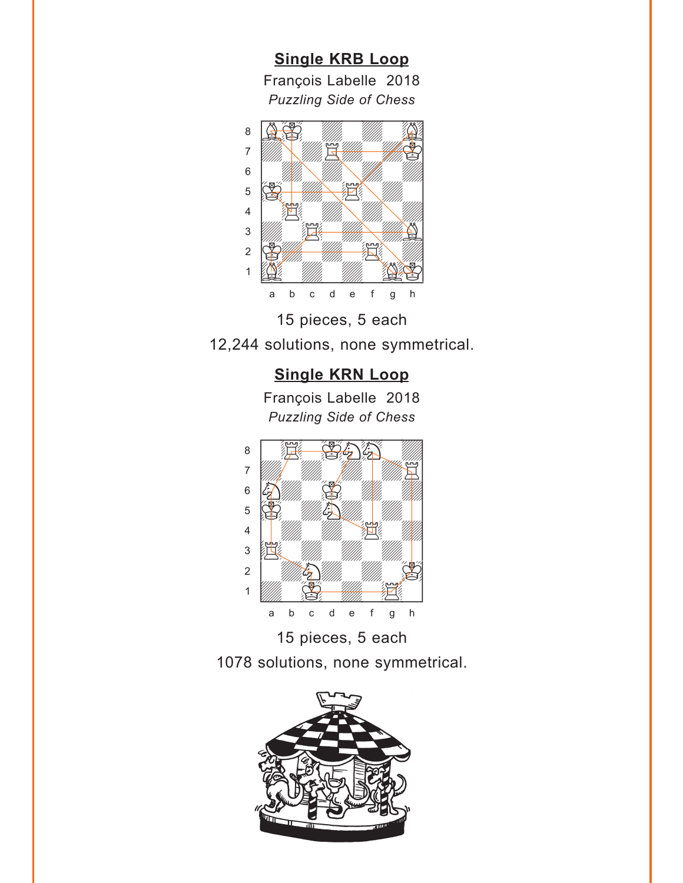## Single KRB Loop

François Labelle 2018

*Puzzling Side of Chess*

15 pieces, 5 each

12,244 solutions, none symmetrical.

## Single KRN Loop

François Labelle 2018

*Puzzling Side of Chess*

15 pieces, 5 each

1078 solutions, none symmetrical.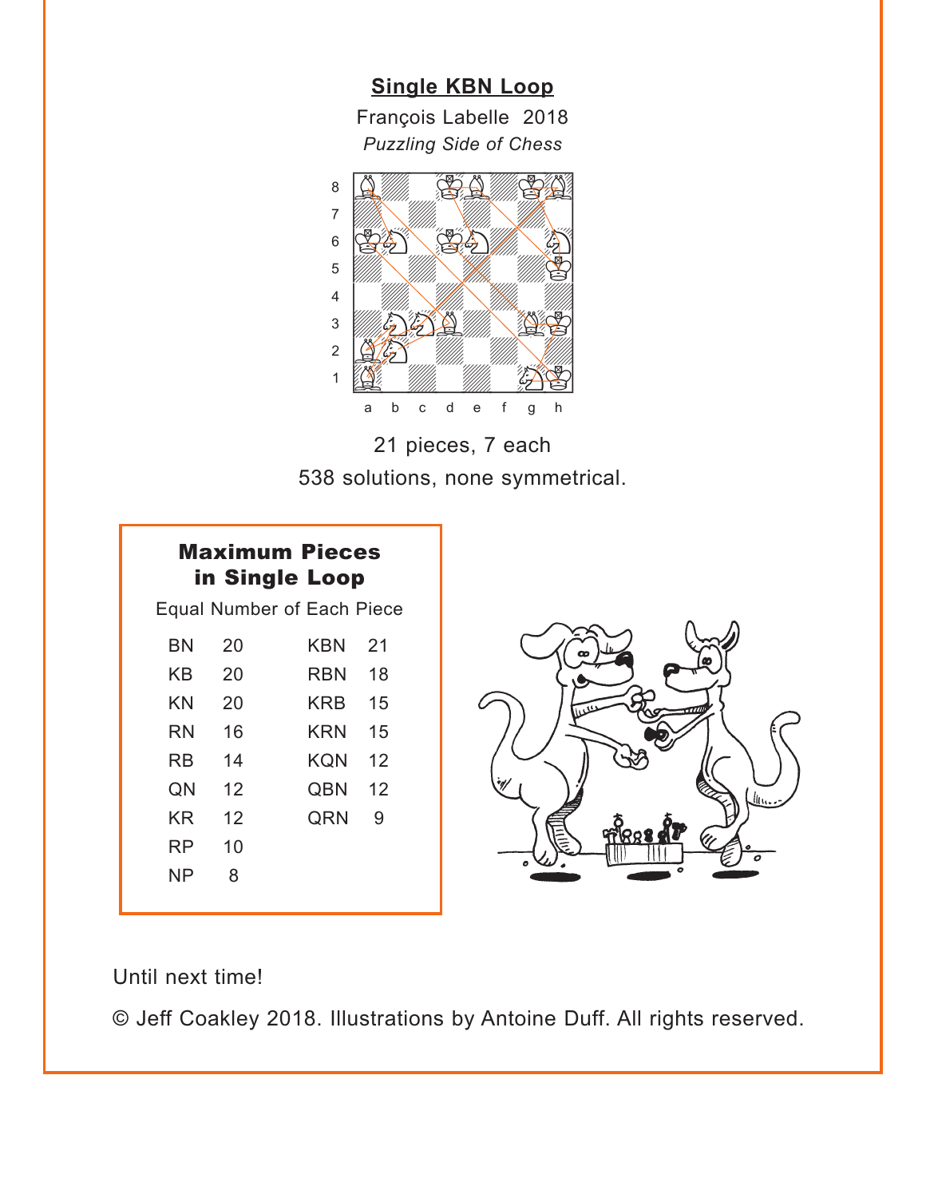## Single KBN Loop

François Labelle 2018

*Puzzling Side of Chess*

21 pieces, 7 each

538 solutions, none symmetrical.

### Maximum Pieces in Single Loop

Equal Number of Each Piece

| | | | |
|---|---|---|---|
| BN | 20 | KBN | 21 |
| KB | 20 | RBN | 18 |
| KN | 20 | KRB | 15 |
| RN | 16 | KRN | 15 |
| RB | 14 | KQN | 12 |
| QN | 12 | QBN | 12 |
| KR | 12 | QRN | 9 |
| RP | 10 | | |
| NP | 8 | | |

Until next time!

© Jeff Coakley 2018. Illustrations by Antoine Duff. All rights reserved.